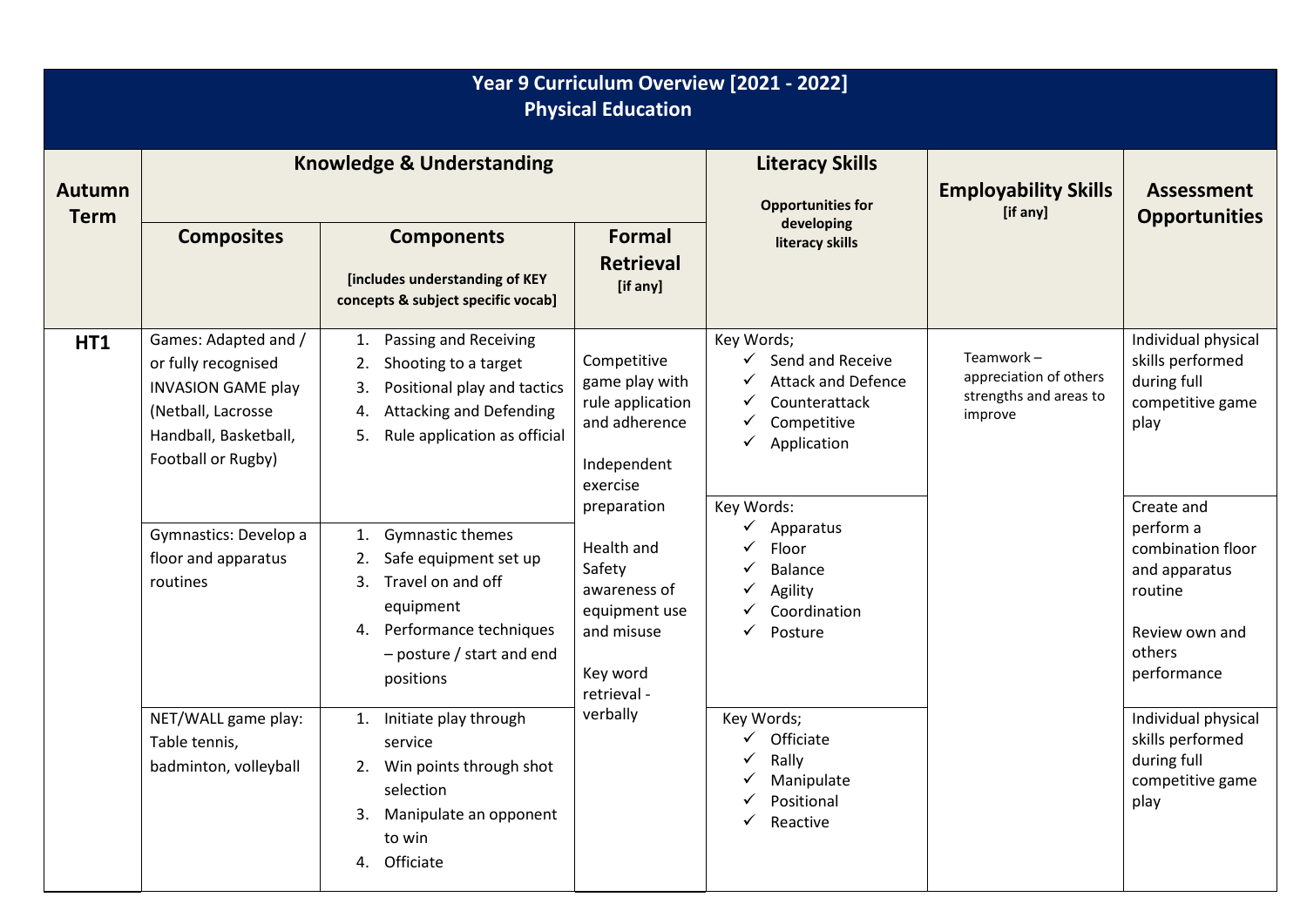# Year 9 Curriculum Overview [2021 - 2022]
## Physical Education

| Autumn Term | Knowledge & Understanding | | | Literacy Skills<br>Opportunities for developing literacy skills | Employability Skills [if any] | Assessment Opportunities |
|---|---|---|---|---|---|---|
| | Composites | Components<br>[includes understanding of KEY concepts & subject specific vocab] | Formal Retrieval [if any] | | | |
| HT1 | Games: Adapted and / or fully recognised INVASION GAME play (Netball, Lacrosse Handball, Basketball, Football or Rugby) | 1. Passing and Receiving<br>2. Shooting to a target<br>3. Positional play and tactics<br>4. Attacking and Defending<br>5. Rule application as official | Competitive game play with rule application and adherence<br><br>Independent exercise preparation<br><br>Health and Safety awareness of equipment use and misuse<br><br>Key word retrieval - verbally | Key Words;<br>✓ Send and Receive<br>✓ Attack and Defence<br>✓ Counterattack<br>✓ Competitive<br>✓ Application | Teamwork – appreciation of others strengths and areas to improve | Individual physical skills performed during full competitive game play |
| | Gymnastics: Develop a floor and apparatus routines | 1. Gymnastic themes<br>2. Safe equipment set up<br>3. Travel on and off equipment<br>4. Performance techniques – posture / start and end positions | | Key Words:<br>✓ Apparatus<br>✓ Floor<br>✓ Balance<br>✓ Agility<br>✓ Coordination<br>✓ Posture | | Create and perform a combination floor and apparatus routine<br><br>Review own and others performance |
| | NET/WALL game play: Table tennis, badminton, volleyball | 1. Initiate play through service<br>2. Win points through shot selection<br>3. Manipulate an opponent to win<br>4. Officiate | | Key Words;<br>✓ Officiate<br>✓ Rally<br>✓ Manipulate<br>✓ Positional<br>✓ Reactive | | Individual physical skills performed during full competitive game play |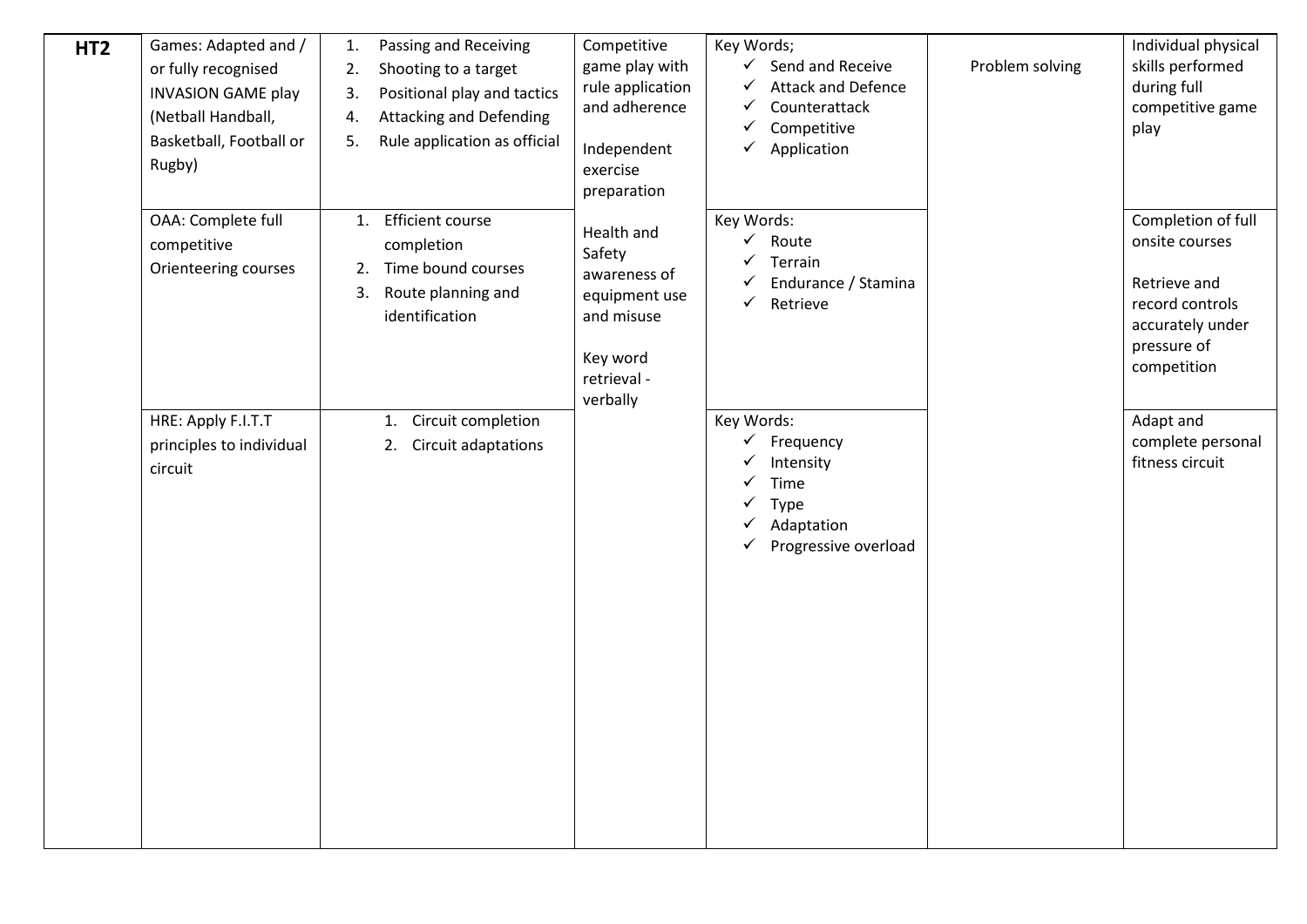| HT2 | Games: Adapted and / or fully recognised INVASION GAME play (Netball Handball, Basketball, Football or Rugby) | 1. Passing and Receiving<br>2. Shooting to a target<br>3. Positional play and tactics<br>4. Attacking and Defending<br>5. Rule application as official | Competitive game play with rule application and adherence<br><br>Independent exercise preparation<br><br>Health and Safety awareness of equipment use and misuse<br><br>Key word retrieval - verbally | Key Words;<br>✓ Send and Receive<br>✓ Attack and Defence<br>✓ Counterattack<br>✓ Competitive<br>✓ Application | Problem solving | Individual physical skills performed during full competitive game play |
|---|---|---|---|---|---|---|
| | OAA: Complete full competitive Orienteering courses | 1. Efficient course completion<br>2. Time bound courses<br>3. Route planning and identification | | Key Words:<br>✓ Route<br>✓ Terrain<br>✓ Endurance / Stamina<br>✓ Retrieve | | Completion of full onsite courses<br><br>Retrieve and record controls accurately under pressure of competition |
| | HRE: Apply F.I.T.T principles to individual circuit | 1. Circuit completion<br>2. Circuit adaptations | | Key Words:<br>✓ Frequency<br>✓ Intensity<br>✓ Time<br>✓ Type<br>✓ Adaptation<br>✓ Progressive overload | | Adapt and complete personal fitness circuit |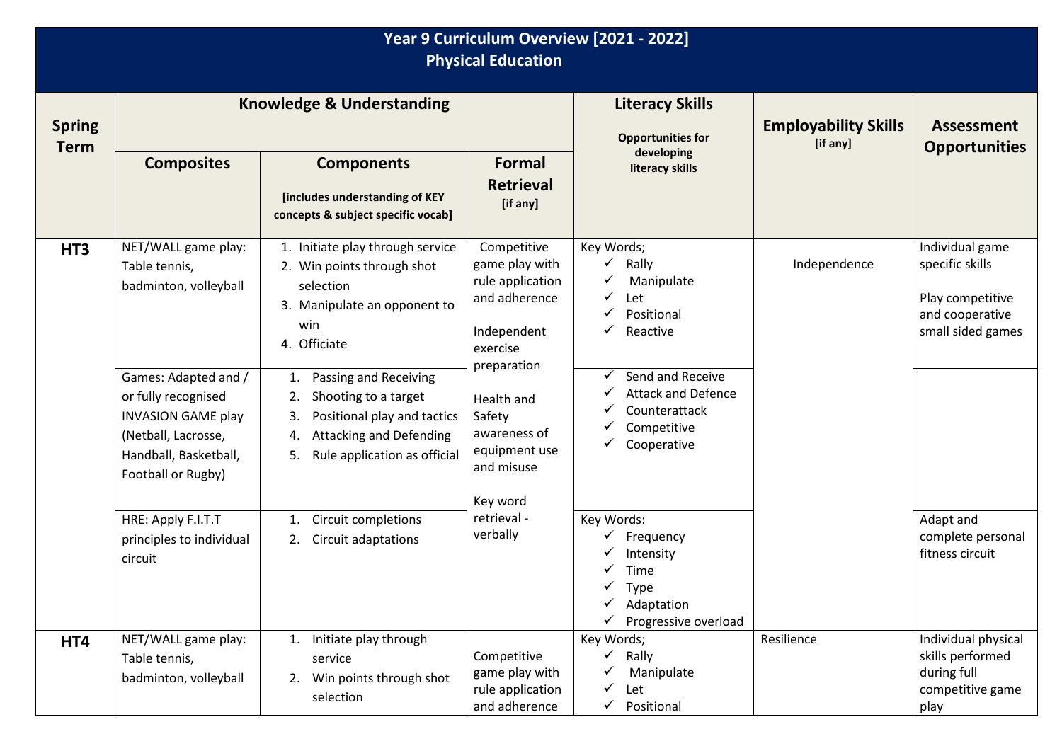# Year 9 Curriculum Overview [2021 - 2022]
## Physical Education

| Spring Term | Knowledge & Understanding | | | Literacy Skills<br>Opportunities for developing literacy skills | Employability Skills [if any] | Assessment Opportunities |
|---|---|---|---|---|---|---|
| | Composites | Components<br>[includes understanding of KEY concepts & subject specific vocab] | Formal Retrieval [if any] | | | |
| HT3 | NET/WALL game play: Table tennis, badminton, volleyball | 1. Initiate play through service<br>2. Win points through shot selection<br>3. Manipulate an opponent to win<br>4. Officiate | Competitive game play with rule application and adherence<br><br>Independent exercise preparation<br><br>Health and Safety awareness of equipment use and misuse<br><br>Key word retrieval - verbally | Key Words;<br>✓ Rally<br>✓ Manipulate<br>✓ Let<br>✓ Positional<br>✓ Reactive | Independence | Individual game specific skills<br><br>Play competitive and cooperative small sided games |
| | Games: Adapted and / or fully recognised INVASION GAME play (Netball, Lacrosse, Handball, Basketball, Football or Rugby) | 1. Passing and Receiving<br>2. Shooting to a target<br>3. Positional play and tactics<br>4. Attacking and Defending<br>5. Rule application as official | | ✓ Send and Receive<br>✓ Attack and Defence<br>✓ Counterattack<br>✓ Competitive<br>✓ Cooperative | | |
| | HRE: Apply F.I.T.T principles to individual circuit | 1. Circuit completions<br>2. Circuit adaptations | | Key Words:<br>✓ Frequency<br>✓ Intensity<br>✓ Time<br>✓ Type<br>✓ Adaptation<br>✓ Progressive overload | | Adapt and complete personal fitness circuit |
| HT4 | NET/WALL game play: Table tennis, badminton, volleyball | 1. Initiate play through service<br>2. Win points through shot selection | Competitive game play with rule application and adherence | Key Words;<br>✓ Rally<br>✓ Manipulate<br>✓ Let<br>✓ Positional | Resilience | Individual physical skills performed during full competitive game play |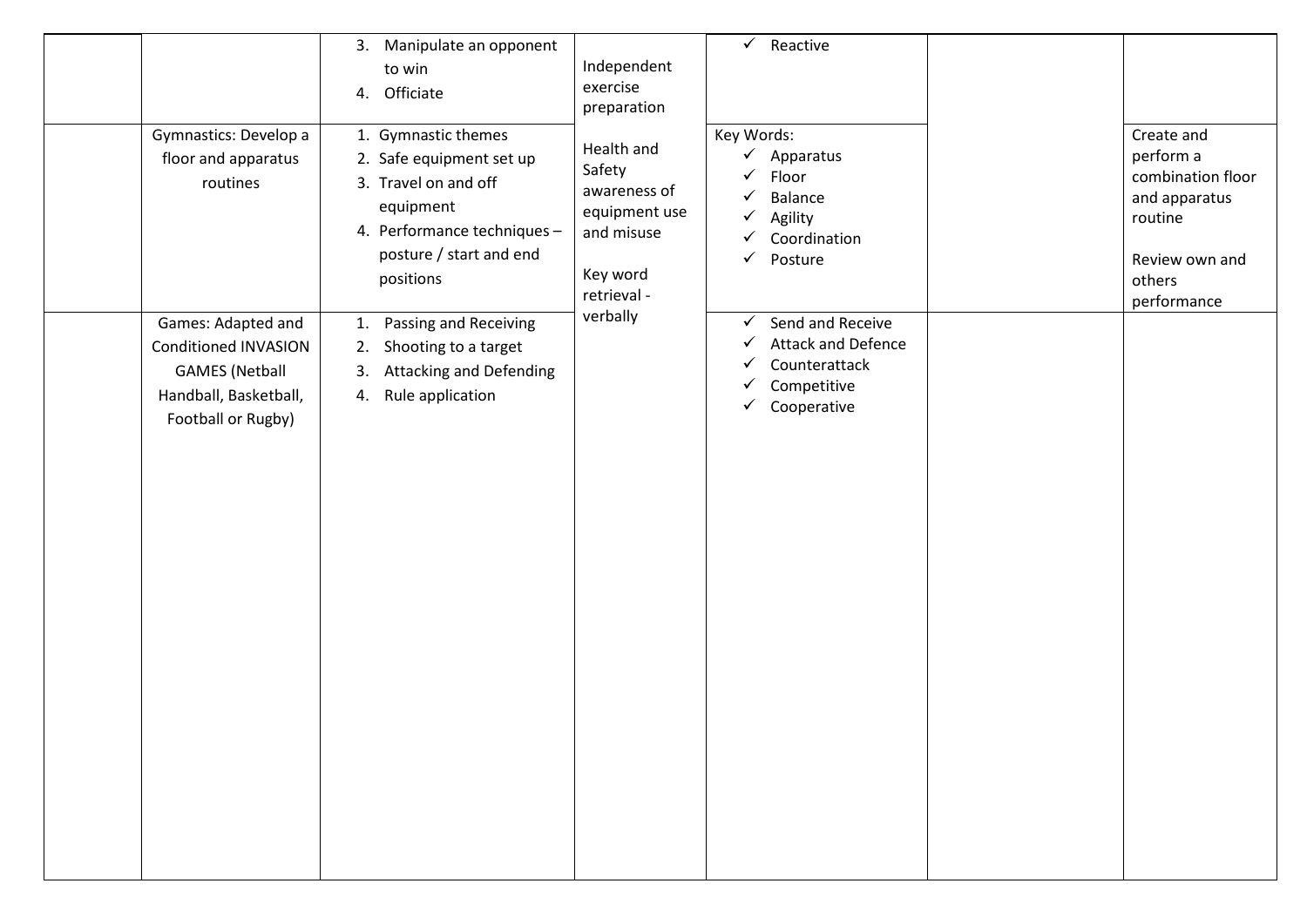|  |  |  |  |  |  |  |
|---|---|---|---|---|---|---|
|  |  | 3. Manipulate an opponent to win<br>4. Officiate | Independent exercise preparation<br><br>Health and Safety awareness of equipment use and misuse<br><br>Key word retrieval - verbally | ✓ Reactive |  |  |
|  | Gymnastics: Develop a floor and apparatus routines | 1. Gymnastic themes<br>2. Safe equipment set up<br>3. Travel on and off equipment<br>4. Performance techniques – posture / start and end positions |  | Key Words:<br>✓ Apparatus<br>✓ Floor<br>✓ Balance<br>✓ Agility<br>✓ Coordination<br>✓ Posture |  | Create and perform a combination floor and apparatus routine<br><br>Review own and others performance |
|  | Games: Adapted and Conditioned INVASION GAMES (Netball Handball, Basketball, Football or Rugby) | 1. Passing and Receiving<br>2. Shooting to a target<br>3. Attacking and Defending<br>4. Rule application |  | ✓ Send and Receive<br>✓ Attack and Defence<br>✓ Counterattack<br>✓ Competitive<br>✓ Cooperative |  |  |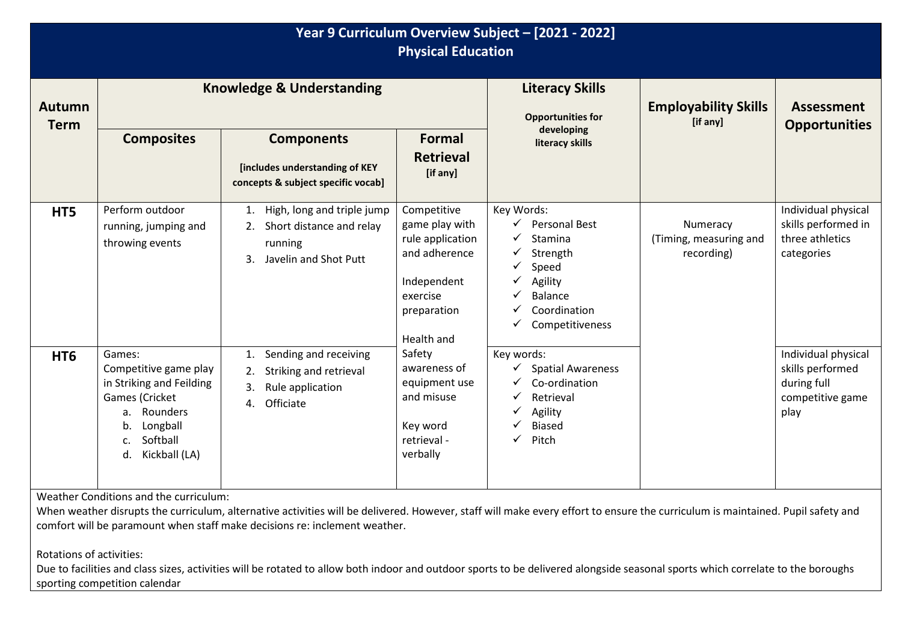# Year 9 Curriculum Overview Subject – [2021 - 2022]
## Physical Education

| Autumn Term | Knowledge & Understanding | | | Literacy Skills<br>Opportunities for developing literacy skills | Employability Skills [if any] | Assessment Opportunities |
|---|---|---|---|---|---|---|
| | **Composites** | **Components**<br>[includes understanding of KEY concepts & subject specific vocab] | **Formal Retrieval** [if any] | | | |
| **HT5** | Perform outdoor running, jumping and throwing events | 1. High, long and triple jump<br>2. Short distance and relay running<br>3. Javelin and Shot Putt | Competitive game play with rule application and adherence<br><br>Independent exercise preparation<br><br>Health and Safety awareness of equipment use and misuse<br><br>Key word retrieval - verbally | Key Words:<br>✓ Personal Best<br>✓ Stamina<br>✓ Strength<br>✓ Speed<br>✓ Agility<br>✓ Balance<br>✓ Coordination<br>✓ Competitiveness | Numeracy (Timing, measuring and recording) | Individual physical skills performed in three athletics categories |
| **HT6** | Games:<br>Competitive game play in Striking and Feilding Games (Cricket<br>a. Rounders<br>b. Longball<br>c. Softball<br>d. Kickball (LA) | 1. Sending and receiving<br>2. Striking and retrieval<br>3. Rule application<br>4. Officiate | | Key words:<br>✓ Spatial Awareness<br>✓ Co-ordination<br>✓ Retrieval<br>✓ Agility<br>✓ Biased<br>✓ Pitch | | Individual physical skills performed during full competitive game play |

Weather Conditions and the curriculum:
When weather disrupts the curriculum, alternative activities will be delivered. However, staff will make every effort to ensure the curriculum is maintained. Pupil safety and comfort will be paramount when staff make decisions re: inclement weather.

Rotations of activities:
Due to facilities and class sizes, activities will be rotated to allow both indoor and outdoor sports to be delivered alongside seasonal sports which correlate to the boroughs sporting competition calendar